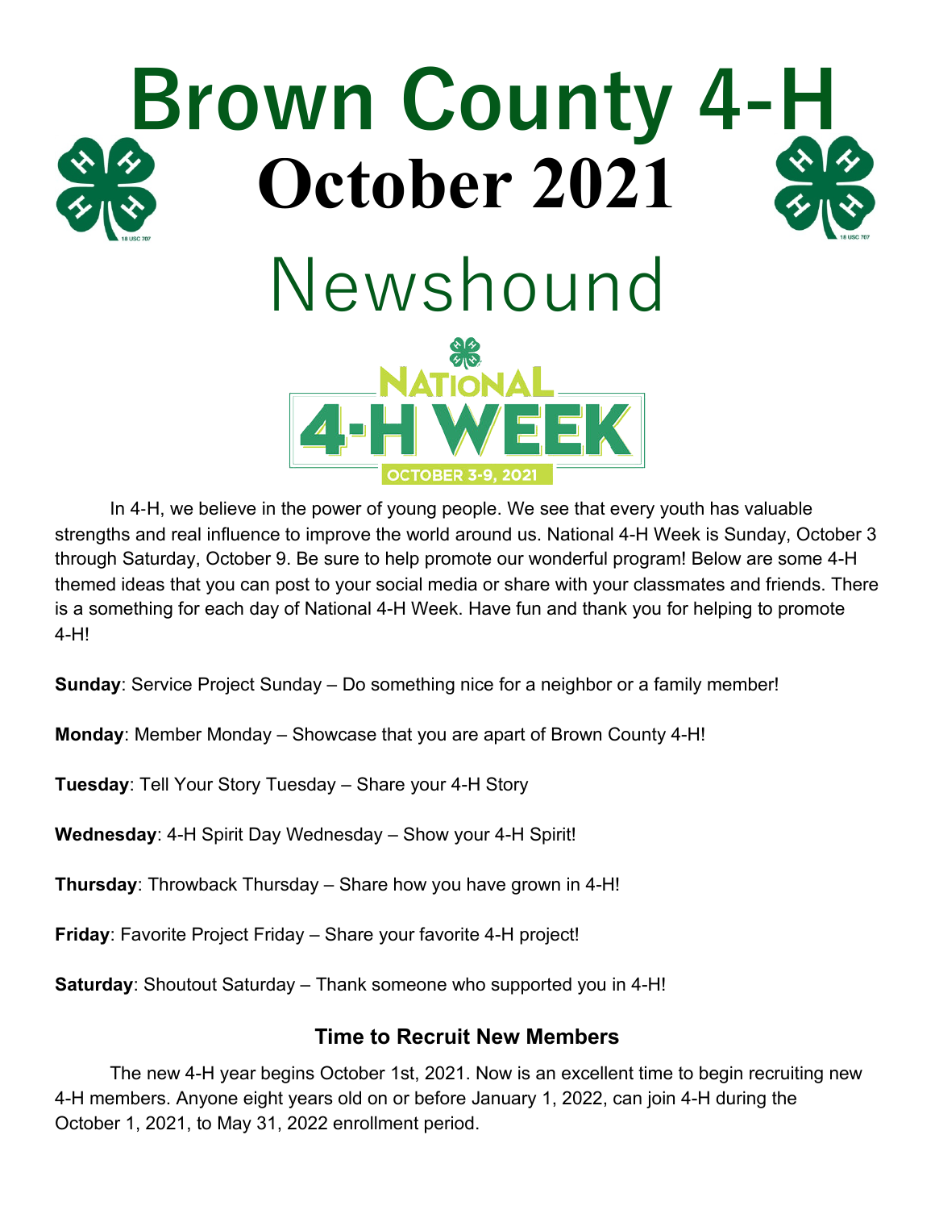# Brown County 4-H

# October 2021

# Newshound

NATIONAL 4-H WEEK

OCTOBER 3-9, 2021

In 4-H, we believe in the power of young people. We see that every youth has valuable strengths and real influence to improve the world around us. National 4-H Week is Sunday, October 3 through Saturday, October 9. Be sure to help promote our wonderful program! Below are some 4-H themed ideas that you can post to your social media or share with your classmates and friends. There is a something for each day of National 4-H Week. Have fun and thank you for helping to promote 4-H!

**Sunday**: Service Project Sunday – Do something nice for a neighbor or a family member!

**Monday**: Member Monday – Showcase that you are apart of Brown County 4-H!

**Tuesday**: Tell Your Story Tuesday – Share your 4-H Story

**Wednesday**: 4-H Spirit Day Wednesday – Show your 4-H Spirit!

**Thursday**: Throwback Thursday – Share how you have grown in 4-H!

**Friday**: Favorite Project Friday – Share your favorite 4-H project!

**Saturday**: Shoutout Saturday – Thank someone who supported you in 4-H!

### Time to Recruit New Members

The new 4-H year begins October 1st, 2021. Now is an excellent time to begin recruiting new 4-H members. Anyone eight years old on or before January 1, 2022, can join 4-H during the October 1, 2021, to May 31, 2022 enrollment period.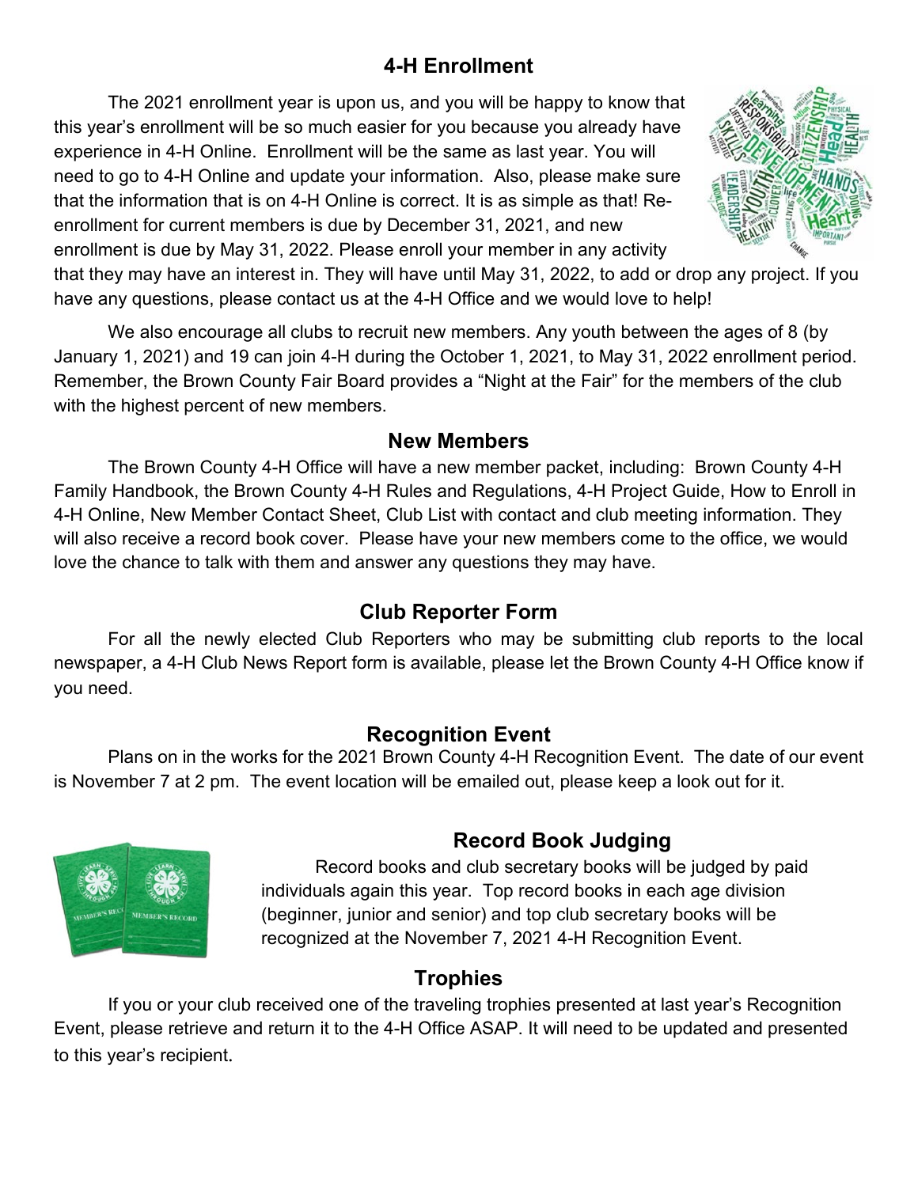## 4-H Enrollment

The 2021 enrollment year is upon us, and you will be happy to know that this year's enrollment will be so much easier for you because you already have experience in 4-H Online. Enrollment will be the same as last year. You will need to go to 4-H Online and update your information. Also, please make sure that the information that is on 4-H Online is correct. It is as simple as that! Re-enrollment for current members is due by December 31, 2021, and new enrollment is due by May 31, 2022. Please enroll your member in any activity that they may have an interest in. They will have until May 31, 2022, to add or drop any project. If you have any questions, please contact us at the 4-H Office and we would love to help!

We also encourage all clubs to recruit new members. Any youth between the ages of 8 (by January 1, 2021) and 19 can join 4-H during the October 1, 2021, to May 31, 2022 enrollment period. Remember, the Brown County Fair Board provides a "Night at the Fair" for the members of the club with the highest percent of new members.

## New Members

The Brown County 4-H Office will have a new member packet, including: Brown County 4-H Family Handbook, the Brown County 4-H Rules and Regulations, 4-H Project Guide, How to Enroll in 4-H Online, New Member Contact Sheet, Club List with contact and club meeting information. They will also receive a record book cover. Please have your new members come to the office, we would love the chance to talk with them and answer any questions they may have.

## Club Reporter Form

For all the newly elected Club Reporters who may be submitting club reports to the local newspaper, a 4-H Club News Report form is available, please let the Brown County 4-H Office know if you need.

## Recognition Event

Plans on in the works for the 2021 Brown County 4-H Recognition Event. The date of our event is November 7 at 2 pm. The event location will be emailed out, please keep a look out for it.

## Record Book Judging

Record books and club secretary books will be judged by paid individuals again this year. Top record books in each age division (beginner, junior and senior) and top club secretary books will be recognized at the November 7, 2021 4-H Recognition Event.

## Trophies

If you or your club received one of the traveling trophies presented at last year's Recognition Event, please retrieve and return it to the 4-H Office ASAP. It will need to be updated and presented to this year's recipient.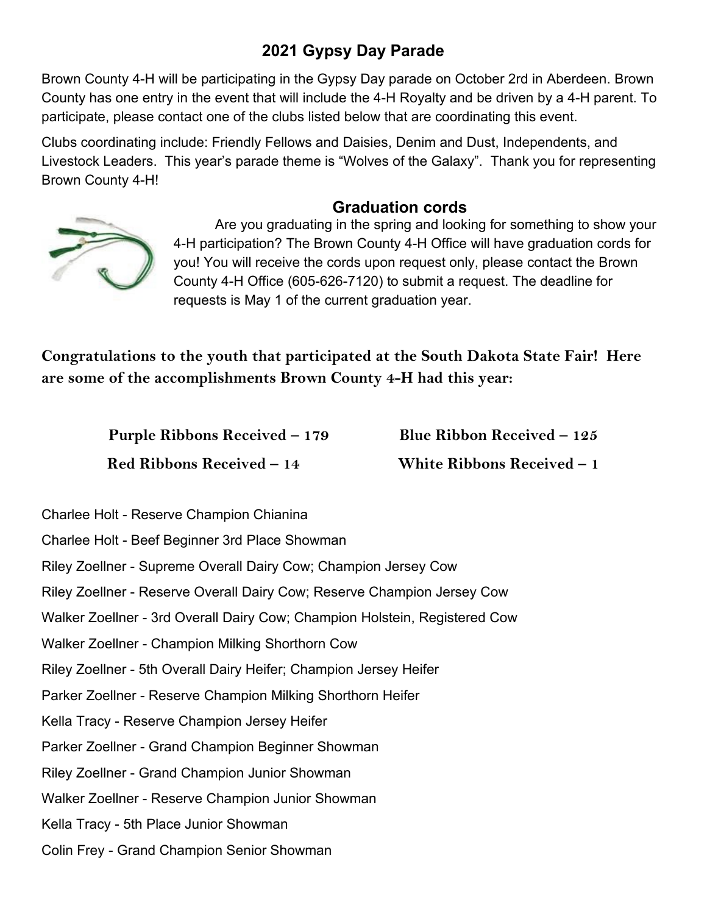## 2021 Gypsy Day Parade

Brown County 4-H will be participating in the Gypsy Day parade on October 2rd in Aberdeen. Brown County has one entry in the event that will include the 4-H Royalty and be driven by a 4-H parent. To participate, please contact one of the clubs listed below that are coordinating this event.

Clubs coordinating include: Friendly Fellows and Daisies, Denim and Dust, Independents, and Livestock Leaders. This year's parade theme is "Wolves of the Galaxy". Thank you for representing Brown County 4-H!

## Graduation cords

Are you graduating in the spring and looking for something to show your 4-H participation? The Brown County 4-H Office will have graduation cords for you! You will receive the cords upon request only, please contact the Brown County 4-H Office (605-626-7120) to submit a request. The deadline for requests is May 1 of the current graduation year.

**Congratulations to the youth that participated at the South Dakota State Fair! Here are some of the accomplishments Brown County 4-H had this year:**

**Purple Ribbons Received – 179**

**Blue Ribbon Received – 125**

**Red Ribbons Received – 14**

**White Ribbons Received – 1**

Charlee Holt - Reserve Champion Chianina

Charlee Holt - Beef Beginner 3rd Place Showman

Riley Zoellner - Supreme Overall Dairy Cow; Champion Jersey Cow

Riley Zoellner - Reserve Overall Dairy Cow; Reserve Champion Jersey Cow

Walker Zoellner - 3rd Overall Dairy Cow; Champion Holstein, Registered Cow

Walker Zoellner - Champion Milking Shorthorn Cow

Riley Zoellner - 5th Overall Dairy Heifer; Champion Jersey Heifer

Parker Zoellner - Reserve Champion Milking Shorthorn Heifer

Kella Tracy - Reserve Champion Jersey Heifer

Parker Zoellner - Grand Champion Beginner Showman

Riley Zoellner - Grand Champion Junior Showman

Walker Zoellner - Reserve Champion Junior Showman

Kella Tracy - 5th Place Junior Showman

Colin Frey - Grand Champion Senior Showman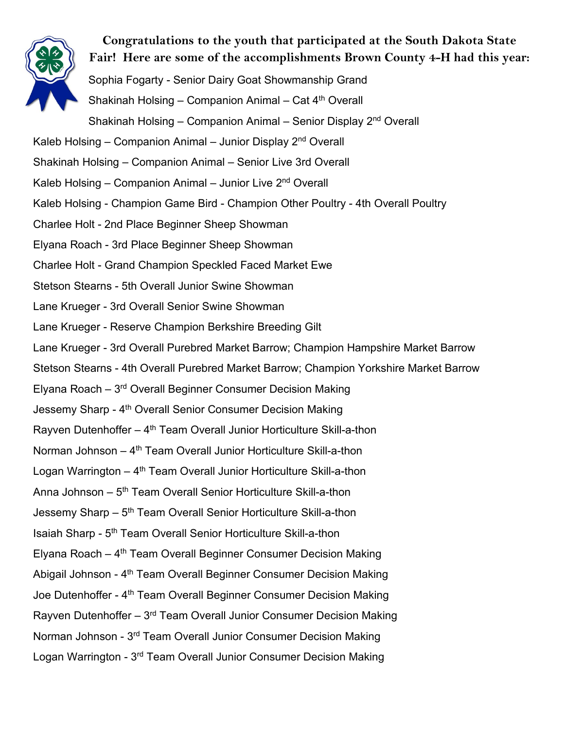**Congratulations to the youth that participated at the South Dakota State Fair! Here are some of the accomplishments Brown County 4-H had this year:**

Sophia Fogarty - Senior Dairy Goat Showmanship Grand

Shakinah Holsing – Companion Animal – Cat 4th Overall

Shakinah Holsing – Companion Animal – Senior Display 2nd Overall

Kaleb Holsing – Companion Animal – Junior Display 2nd Overall

Shakinah Holsing – Companion Animal – Senior Live 3rd Overall

Kaleb Holsing – Companion Animal – Junior Live 2nd Overall

Kaleb Holsing - Champion Game Bird - Champion Other Poultry - 4th Overall Poultry

Charlee Holt - 2nd Place Beginner Sheep Showman

Elyana Roach - 3rd Place Beginner Sheep Showman

Charlee Holt - Grand Champion Speckled Faced Market Ewe

Stetson Stearns - 5th Overall Junior Swine Showman

Lane Krueger - 3rd Overall Senior Swine Showman

Lane Krueger - Reserve Champion Berkshire Breeding Gilt

Lane Krueger - 3rd Overall Purebred Market Barrow; Champion Hampshire Market Barrow

Stetson Stearns - 4th Overall Purebred Market Barrow; Champion Yorkshire Market Barrow

Elyana Roach – 3rd Overall Beginner Consumer Decision Making

Jessemy Sharp - 4th Overall Senior Consumer Decision Making

Rayven Dutenhoffer – 4th Team Overall Junior Horticulture Skill-a-thon

Norman Johnson – 4th Team Overall Junior Horticulture Skill-a-thon

Logan Warrington – 4th Team Overall Junior Horticulture Skill-a-thon

Anna Johnson – 5th Team Overall Senior Horticulture Skill-a-thon

Jessemy Sharp – 5th Team Overall Senior Horticulture Skill-a-thon

Isaiah Sharp - 5th Team Overall Senior Horticulture Skill-a-thon

Elyana Roach – 4th Team Overall Beginner Consumer Decision Making

Abigail Johnson - 4th Team Overall Beginner Consumer Decision Making

Joe Dutenhoffer - 4th Team Overall Beginner Consumer Decision Making

Rayven Dutenhoffer – 3rd Team Overall Junior Consumer Decision Making

Norman Johnson - 3rd Team Overall Junior Consumer Decision Making

Logan Warrington - 3rd Team Overall Junior Consumer Decision Making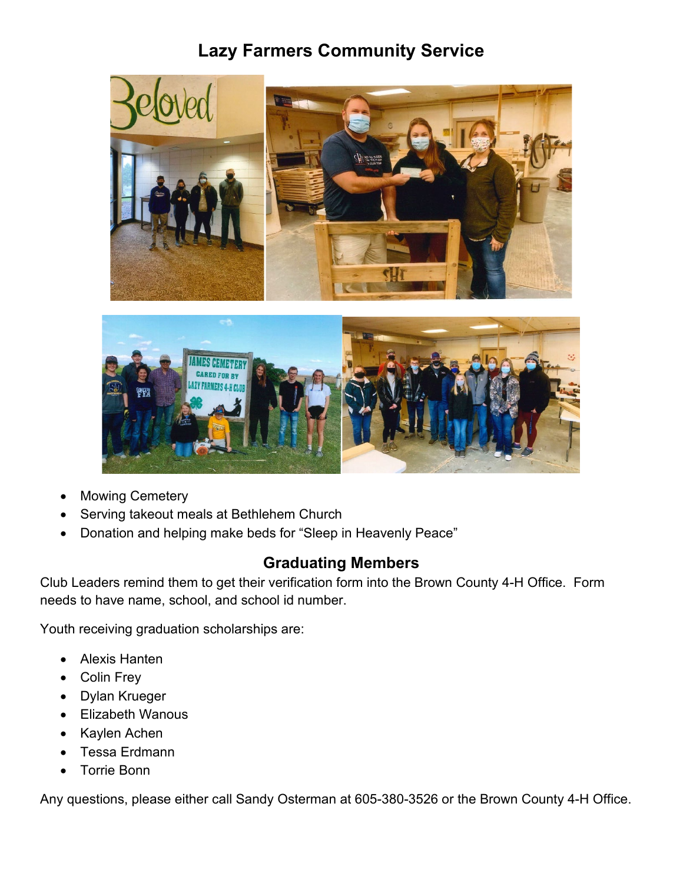# Lazy Farmers Community Service

- Mowing Cemetery
- Serving takeout meals at Bethlehem Church
- Donation and helping make beds for "Sleep in Heavenly Peace"

## Graduating Members

Club Leaders remind them to get their verification form into the Brown County 4-H Office. Form needs to have name, school, and school id number.

Youth receiving graduation scholarships are:

- Alexis Hanten
- Colin Frey
- Dylan Krueger
- Elizabeth Wanous
- Kaylen Achen
- Tessa Erdmann
- Torrie Bonn

Any questions, please either call Sandy Osterman at 605-380-3526 or the Brown County 4-H Office.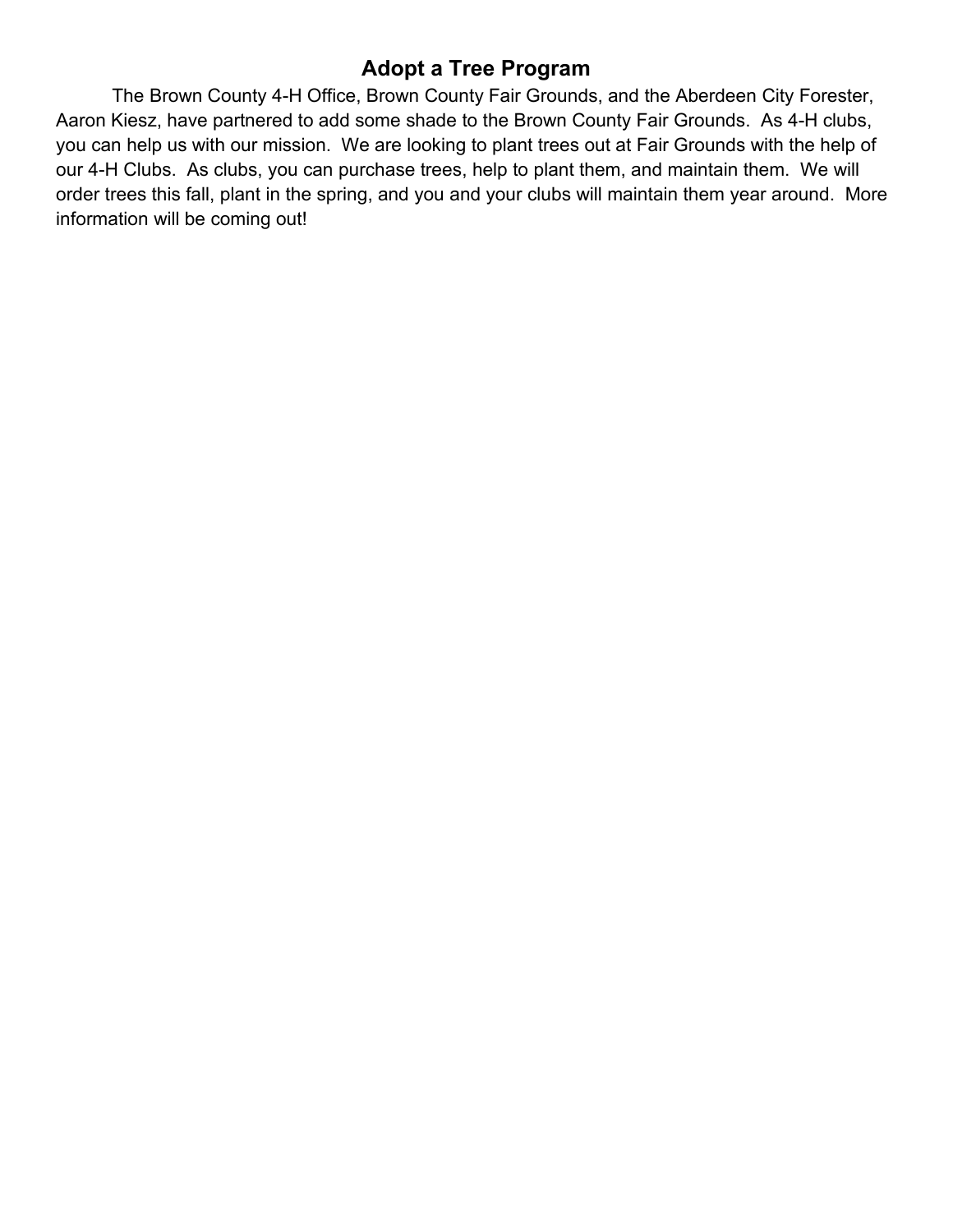## Adopt a Tree Program

The Brown County 4-H Office, Brown County Fair Grounds, and the Aberdeen City Forester, Aaron Kiesz, have partnered to add some shade to the Brown County Fair Grounds. As 4-H clubs, you can help us with our mission. We are looking to plant trees out at Fair Grounds with the help of our 4-H Clubs. As clubs, you can purchase trees, help to plant them, and maintain them. We will order trees this fall, plant in the spring, and you and your clubs will maintain them year around. More information will be coming out!